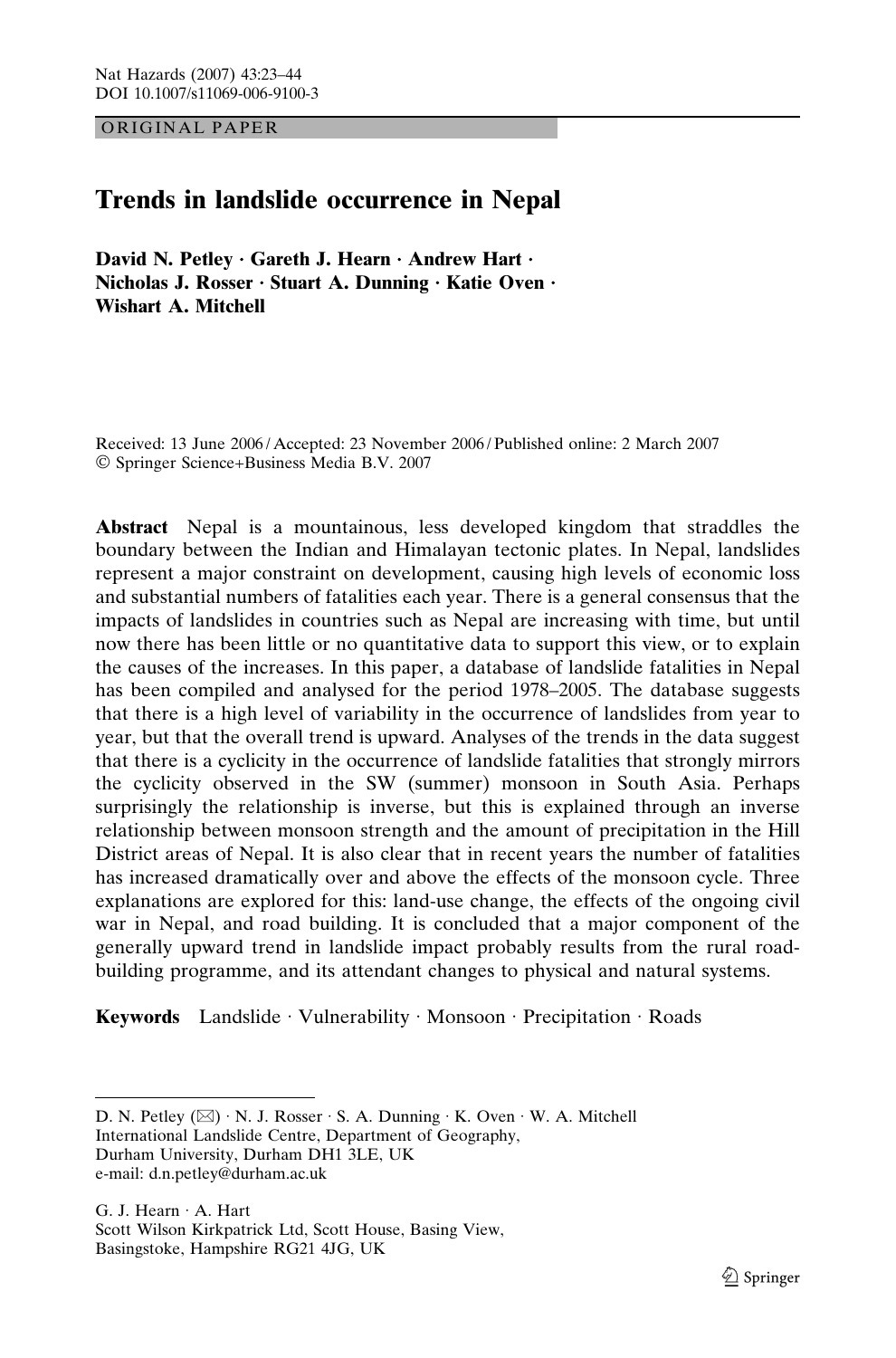ORIGINAL PAPER

# Trends in landslide occurrence in Nepal

**David N. Petley · Gareth J. Hearn · Andrew Hart · Nicholas J. Rosser · Stuart A. Dunning · Katie Oven · Wishart A. Mitchell**

Received: 13 June 2006 / Accepted: 23 November 2006 / Published online: 2 March 2007
© Springer Science+Business Media B.V. 2007

**Abstract** Nepal is a mountainous, less developed kingdom that straddles the boundary between the Indian and Himalayan tectonic plates. In Nepal, landslides represent a major constraint on development, causing high levels of economic loss and substantial numbers of fatalities each year. There is a general consensus that the impacts of landslides in countries such as Nepal are increasing with time, but until now there has been little or no quantitative data to support this view, or to explain the causes of the increases. In this paper, a database of landslide fatalities in Nepal has been compiled and analysed for the period 1978–2005. The database suggests that there is a high level of variability in the occurrence of landslides from year to year, but that the overall trend is upward. Analyses of the trends in the data suggest that there is a cyclicity in the occurrence of landslide fatalities that strongly mirrors the cyclicity observed in the SW (summer) monsoon in South Asia. Perhaps surprisingly the relationship is inverse, but this is explained through an inverse relationship between monsoon strength and the amount of precipitation in the Hill District areas of Nepal. It is also clear that in recent years the number of fatalities has increased dramatically over and above the effects of the monsoon cycle. Three explanations are explored for this: land-use change, the effects of the ongoing civil war in Nepal, and road building. It is concluded that a major component of the generally upward trend in landslide impact probably results from the rural road-building programme, and its attendant changes to physical and natural systems.

**Keywords** Landslide · Vulnerability · Monsoon · Precipitation · Roads

---

D. N. Petley (✉) · N. J. Rosser · S. A. Dunning · K. Oven · W. A. Mitchell
International Landslide Centre, Department of Geography,
Durham University, Durham DH1 3LE, UK
e-mail: d.n.petley@durham.ac.uk

G. J. Hearn · A. Hart
Scott Wilson Kirkpatrick Ltd, Scott House, Basing View,
Basingstoke, Hampshire RG21 4JG, UK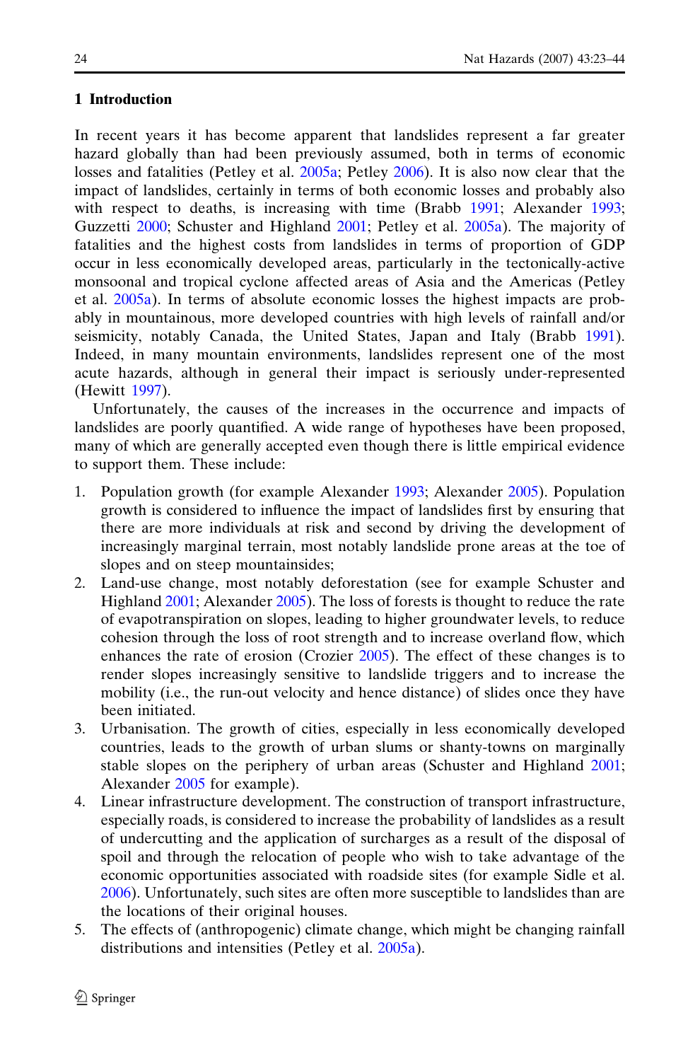## 1 Introduction

In recent years it has become apparent that landslides represent a far greater hazard globally than had been previously assumed, both in terms of economic losses and fatalities (Petley et al. 2005a; Petley 2006). It is also now clear that the impact of landslides, certainly in terms of both economic losses and probably also with respect to deaths, is increasing with time (Brabb 1991; Alexander 1993; Guzzetti 2000; Schuster and Highland 2001; Petley et al. 2005a). The majority of fatalities and the highest costs from landslides in terms of proportion of GDP occur in less economically developed areas, particularly in the tectonically-active monsoonal and tropical cyclone affected areas of Asia and the Americas (Petley et al. 2005a). In terms of absolute economic losses the highest impacts are probably in mountainous, more developed countries with high levels of rainfall and/or seismicity, notably Canada, the United States, Japan and Italy (Brabb 1991). Indeed, in many mountain environments, landslides represent one of the most acute hazards, although in general their impact is seriously under-represented (Hewitt 1997).

Unfortunately, the causes of the increases in the occurrence and impacts of landslides are poorly quantified. A wide range of hypotheses have been proposed, many of which are generally accepted even though there is little empirical evidence to support them. These include:

1. Population growth (for example Alexander 1993; Alexander 2005). Population growth is considered to influence the impact of landslides first by ensuring that there are more individuals at risk and second by driving the development of increasingly marginal terrain, most notably landslide prone areas at the toe of slopes and on steep mountainsides;
2. Land-use change, most notably deforestation (see for example Schuster and Highland 2001; Alexander 2005). The loss of forests is thought to reduce the rate of evapotranspiration on slopes, leading to higher groundwater levels, to reduce cohesion through the loss of root strength and to increase overland flow, which enhances the rate of erosion (Crozier 2005). The effect of these changes is to render slopes increasingly sensitive to landslide triggers and to increase the mobility (i.e., the run-out velocity and hence distance) of slides once they have been initiated.
3. Urbanisation. The growth of cities, especially in less economically developed countries, leads to the growth of urban slums or shanty-towns on marginally stable slopes on the periphery of urban areas (Schuster and Highland 2001; Alexander 2005 for example).
4. Linear infrastructure development. The construction of transport infrastructure, especially roads, is considered to increase the probability of landslides as a result of undercutting and the application of surcharges as a result of the disposal of spoil and through the relocation of people who wish to take advantage of the economic opportunities associated with roadside sites (for example Sidle et al. 2006). Unfortunately, such sites are often more susceptible to landslides than are the locations of their original houses.
5. The effects of (anthropogenic) climate change, which might be changing rainfall distributions and intensities (Petley et al. 2005a).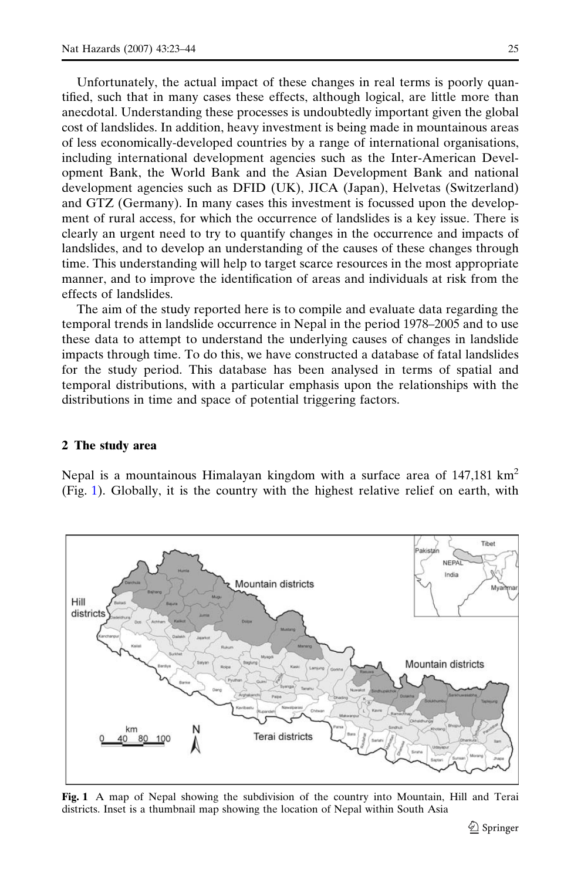Unfortunately, the actual impact of these changes in real terms is poorly quantified, such that in many cases these effects, although logical, are little more than anecdotal. Understanding these processes is undoubtedly important given the global cost of landslides. In addition, heavy investment is being made in mountainous areas of less economically-developed countries by a range of international organisations, including international development agencies such as the Inter-American Development Bank, the World Bank and the Asian Development Bank and national development agencies such as DFID (UK), JICA (Japan), Helvetas (Switzerland) and GTZ (Germany). In many cases this investment is focussed upon the development of rural access, for which the occurrence of landslides is a key issue. There is clearly an urgent need to try to quantify changes in the occurrence and impacts of landslides, and to develop an understanding of the causes of these changes through time. This understanding will help to target scarce resources in the most appropriate manner, and to improve the identification of areas and individuals at risk from the effects of landslides.

The aim of the study reported here is to compile and evaluate data regarding the temporal trends in landslide occurrence in Nepal in the period 1978–2005 and to use these data to attempt to understand the underlying causes of changes in landslide impacts through time. To do this, we have constructed a database of fatal landslides for the study period. This database has been analysed in terms of spatial and temporal distributions, with a particular emphasis upon the relationships with the distributions in time and space of potential triggering factors.

## 2 The study area

Nepal is a mountainous Himalayan kingdom with a surface area of 147,181 km$^2$ (Fig. 1). Globally, it is the country with the highest relative relief on earth, with

**Fig. 1** A map of Nepal showing the subdivision of the country into Mountain, Hill and Terai districts. Inset is a thumbnail map showing the location of Nepal within South Asia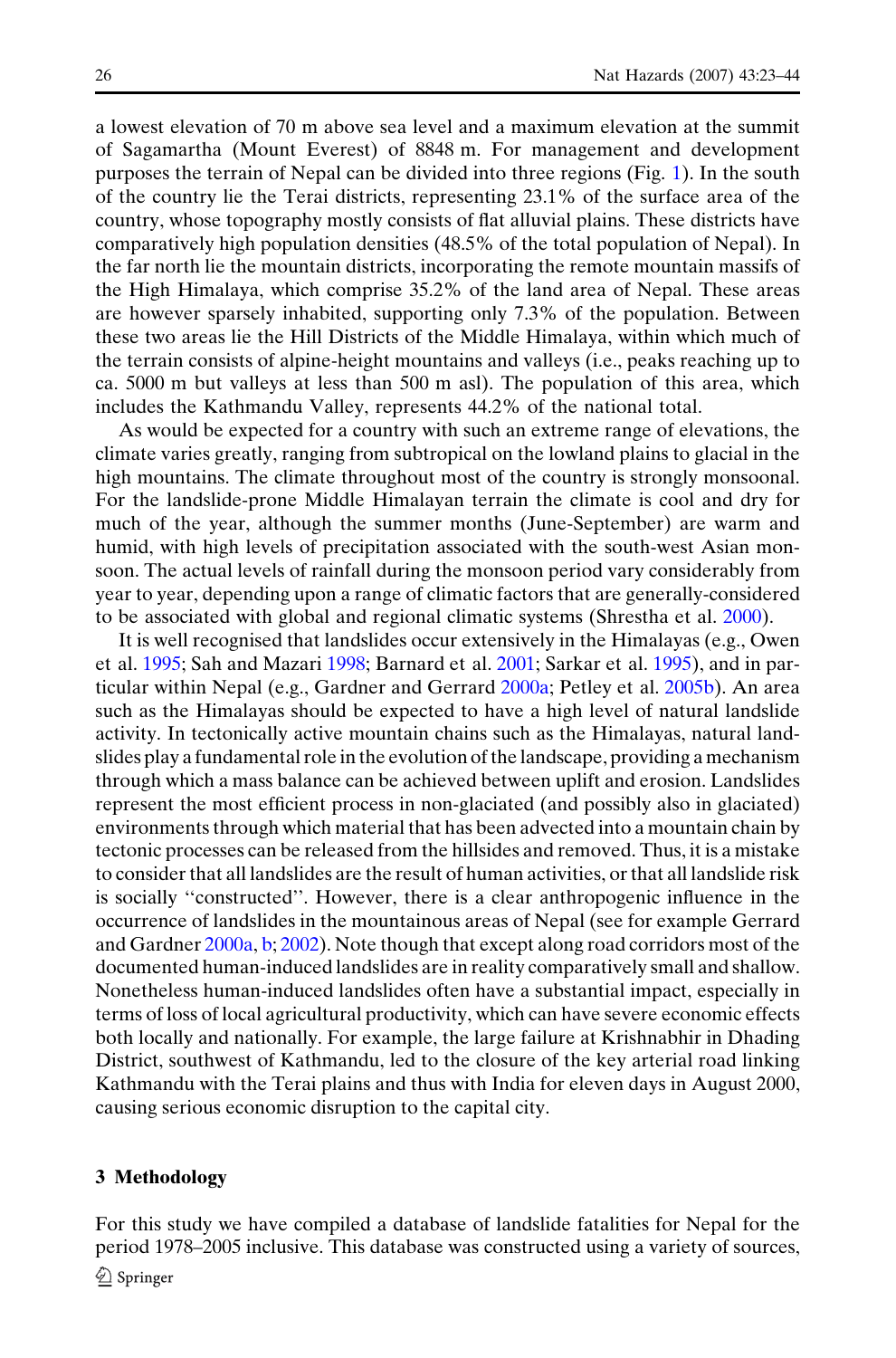a lowest elevation of 70 m above sea level and a maximum elevation at the summit of Sagamartha (Mount Everest) of 8848 m. For management and development purposes the terrain of Nepal can be divided into three regions (Fig. 1). In the south of the country lie the Terai districts, representing 23.1% of the surface area of the country, whose topography mostly consists of flat alluvial plains. These districts have comparatively high population densities (48.5% of the total population of Nepal). In the far north lie the mountain districts, incorporating the remote mountain massifs of the High Himalaya, which comprise 35.2% of the land area of Nepal. These areas are however sparsely inhabited, supporting only 7.3% of the population. Between these two areas lie the Hill Districts of the Middle Himalaya, within which much of the terrain consists of alpine-height mountains and valleys (i.e., peaks reaching up to ca. 5000 m but valleys at less than 500 m asl). The population of this area, which includes the Kathmandu Valley, represents 44.2% of the national total.

As would be expected for a country with such an extreme range of elevations, the climate varies greatly, ranging from subtropical on the lowland plains to glacial in the high mountains. The climate throughout most of the country is strongly monsoonal. For the landslide-prone Middle Himalayan terrain the climate is cool and dry for much of the year, although the summer months (June-September) are warm and humid, with high levels of precipitation associated with the south-west Asian monsoon. The actual levels of rainfall during the monsoon period vary considerably from year to year, depending upon a range of climatic factors that are generally-considered to be associated with global and regional climatic systems (Shrestha et al. 2000).

It is well recognised that landslides occur extensively in the Himalayas (e.g., Owen et al. 1995; Sah and Mazari 1998; Barnard et al. 2001; Sarkar et al. 1995), and in particular within Nepal (e.g., Gardner and Gerrard 2000a; Petley et al. 2005b). An area such as the Himalayas should be expected to have a high level of natural landslide activity. In tectonically active mountain chains such as the Himalayas, natural landslides play a fundamental role in the evolution of the landscape, providing a mechanism through which a mass balance can be achieved between uplift and erosion. Landslides represent the most efficient process in non-glaciated (and possibly also in glaciated) environments through which material that has been advected into a mountain chain by tectonic processes can be released from the hillsides and removed. Thus, it is a mistake to consider that all landslides are the result of human activities, or that all landslide risk is socially ''constructed''. However, there is a clear anthropogenic influence in the occurrence of landslides in the mountainous areas of Nepal (see for example Gerrard and Gardner 2000a, b; 2002). Note though that except along road corridors most of the documented human-induced landslides are in reality comparatively small and shallow. Nonetheless human-induced landslides often have a substantial impact, especially in terms of loss of local agricultural productivity, which can have severe economic effects both locally and nationally. For example, the large failure at Krishnabhir in Dhading District, southwest of Kathmandu, led to the closure of the key arterial road linking Kathmandu with the Terai plains and thus with India for eleven days in August 2000, causing serious economic disruption to the capital city.

## 3 Methodology

For this study we have compiled a database of landslide fatalities for Nepal for the period 1978–2005 inclusive. This database was constructed using a variety of sources,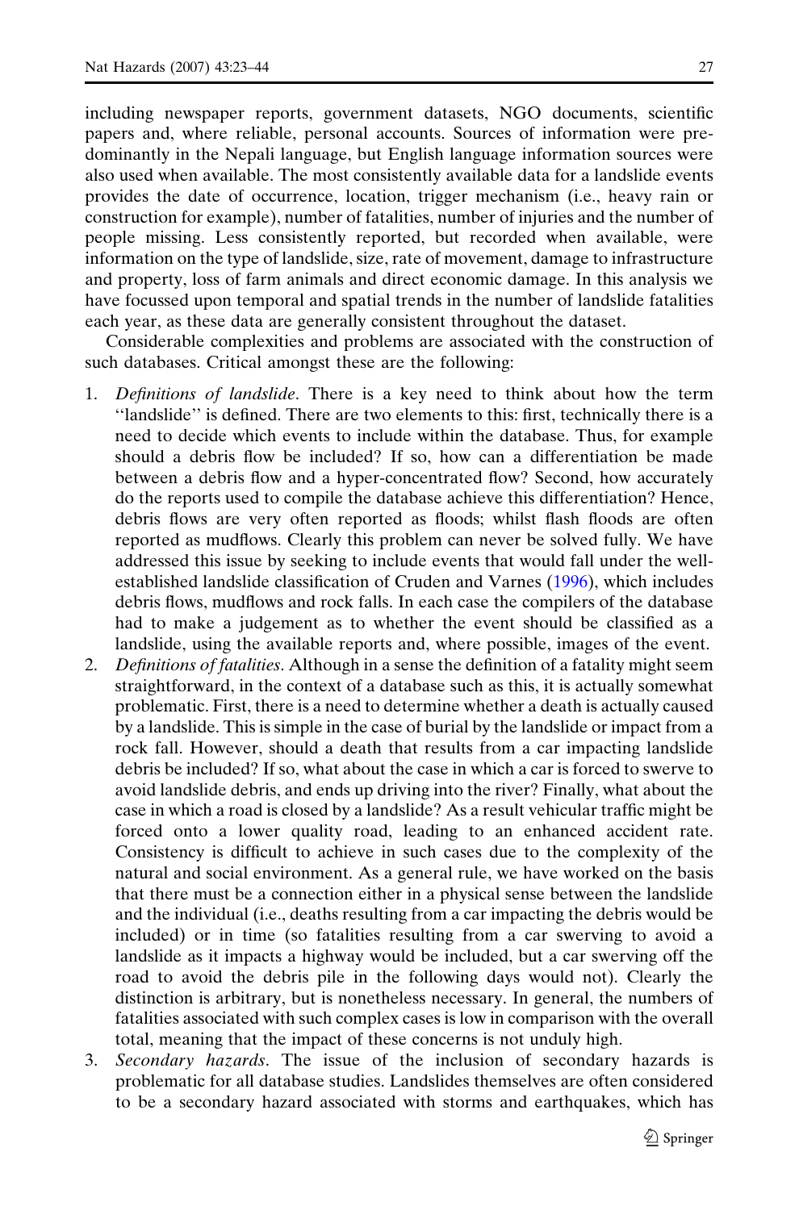including newspaper reports, government datasets, NGO documents, scientific papers and, where reliable, personal accounts. Sources of information were predominantly in the Nepali language, but English language information sources were also used when available. The most consistently available data for a landslide events provides the date of occurrence, location, trigger mechanism (i.e., heavy rain or construction for example), number of fatalities, number of injuries and the number of people missing. Less consistently reported, but recorded when available, were information on the type of landslide, size, rate of movement, damage to infrastructure and property, loss of farm animals and direct economic damage. In this analysis we have focussed upon temporal and spatial trends in the number of landslide fatalities each year, as these data are generally consistent throughout the dataset.

Considerable complexities and problems are associated with the construction of such databases. Critical amongst these are the following:

1. *Definitions of landslide*. There is a key need to think about how the term ''landslide'' is defined. There are two elements to this: first, technically there is a need to decide which events to include within the database. Thus, for example should a debris flow be included? If so, how can a differentiation be made between a debris flow and a hyper-concentrated flow? Second, how accurately do the reports used to compile the database achieve this differentiation? Hence, debris flows are very often reported as floods; whilst flash floods are often reported as mudflows. Clearly this problem can never be solved fully. We have addressed this issue by seeking to include events that would fall under the well-established landslide classification of Cruden and Varnes (1996), which includes debris flows, mudflows and rock falls. In each case the compilers of the database had to make a judgement as to whether the event should be classified as a landslide, using the available reports and, where possible, images of the event.
2. *Definitions of fatalities*. Although in a sense the definition of a fatality might seem straightforward, in the context of a database such as this, it is actually somewhat problematic. First, there is a need to determine whether a death is actually caused by a landslide. This is simple in the case of burial by the landslide or impact from a rock fall. However, should a death that results from a car impacting landslide debris be included? If so, what about the case in which a car is forced to swerve to avoid landslide debris, and ends up driving into the river? Finally, what about the case in which a road is closed by a landslide? As a result vehicular traffic might be forced onto a lower quality road, leading to an enhanced accident rate. Consistency is difficult to achieve in such cases due to the complexity of the natural and social environment. As a general rule, we have worked on the basis that there must be a connection either in a physical sense between the landslide and the individual (i.e., deaths resulting from a car impacting the debris would be included) or in time (so fatalities resulting from a car swerving to avoid a landslide as it impacts a highway would be included, but a car swerving off the road to avoid the debris pile in the following days would not). Clearly the distinction is arbitrary, but is nonetheless necessary. In general, the numbers of fatalities associated with such complex cases is low in comparison with the overall total, meaning that the impact of these concerns is not unduly high.
3. *Secondary hazards*. The issue of the inclusion of secondary hazards is problematic for all database studies. Landslides themselves are often considered to be a secondary hazard associated with storms and earthquakes, which has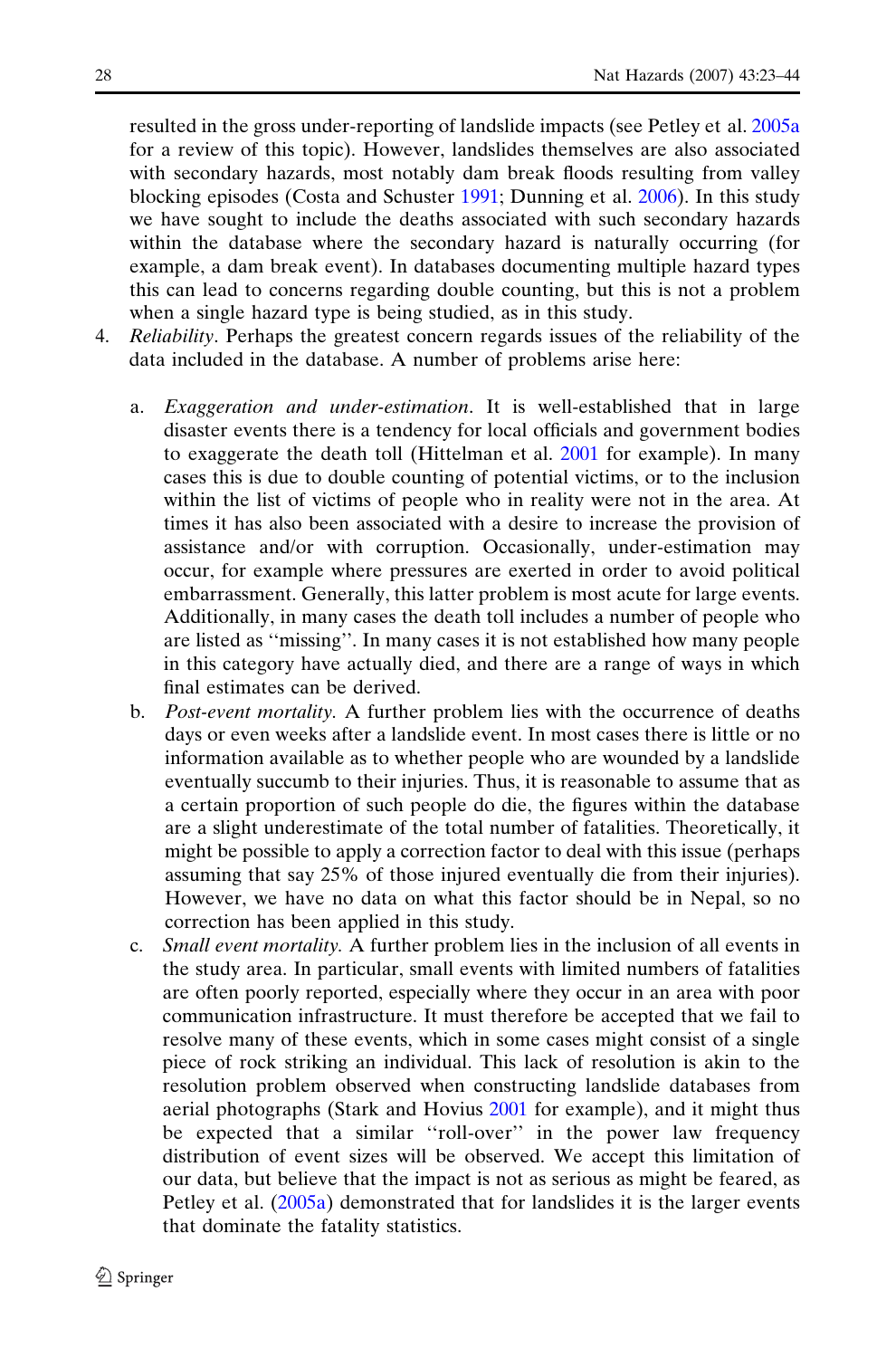resulted in the gross under-reporting of landslide impacts (see Petley et al. 2005a for a review of this topic). However, landslides themselves are also associated with secondary hazards, most notably dam break floods resulting from valley blocking episodes (Costa and Schuster 1991; Dunning et al. 2006). In this study we have sought to include the deaths associated with such secondary hazards within the database where the secondary hazard is naturally occurring (for example, a dam break event). In databases documenting multiple hazard types this can lead to concerns regarding double counting, but this is not a problem when a single hazard type is being studied, as in this study.

4. *Reliability*. Perhaps the greatest concern regards issues of the reliability of the data included in the database. A number of problems arise here:

   a. *Exaggeration and under-estimation*. It is well-established that in large disaster events there is a tendency for local officials and government bodies to exaggerate the death toll (Hittelman et al. 2001 for example). In many cases this is due to double counting of potential victims, or to the inclusion within the list of victims of people who in reality were not in the area. At times it has also been associated with a desire to increase the provision of assistance and/or with corruption. Occasionally, under-estimation may occur, for example where pressures are exerted in order to avoid political embarrassment. Generally, this latter problem is most acute for large events. Additionally, in many cases the death toll includes a number of people who are listed as ''missing''. In many cases it is not established how many people in this category have actually died, and there are a range of ways in which final estimates can be derived.

   b. *Post-event mortality*. A further problem lies with the occurrence of deaths days or even weeks after a landslide event. In most cases there is little or no information available as to whether people who are wounded by a landslide eventually succumb to their injuries. Thus, it is reasonable to assume that as a certain proportion of such people do die, the figures within the database are a slight underestimate of the total number of fatalities. Theoretically, it might be possible to apply a correction factor to deal with this issue (perhaps assuming that say 25% of those injured eventually die from their injuries). However, we have no data on what this factor should be in Nepal, so no correction has been applied in this study.

   c. *Small event mortality*. A further problem lies in the inclusion of all events in the study area. In particular, small events with limited numbers of fatalities are often poorly reported, especially where they occur in an area with poor communication infrastructure. It must therefore be accepted that we fail to resolve many of these events, which in some cases might consist of a single piece of rock striking an individual. This lack of resolution is akin to the resolution problem observed when constructing landslide databases from aerial photographs (Stark and Hovius 2001 for example), and it might thus be expected that a similar ''roll-over'' in the power law frequency distribution of event sizes will be observed. We accept this limitation of our data, but believe that the impact is not as serious as might be feared, as Petley et al. (2005a) demonstrated that for landslides it is the larger events that dominate the fatality statistics.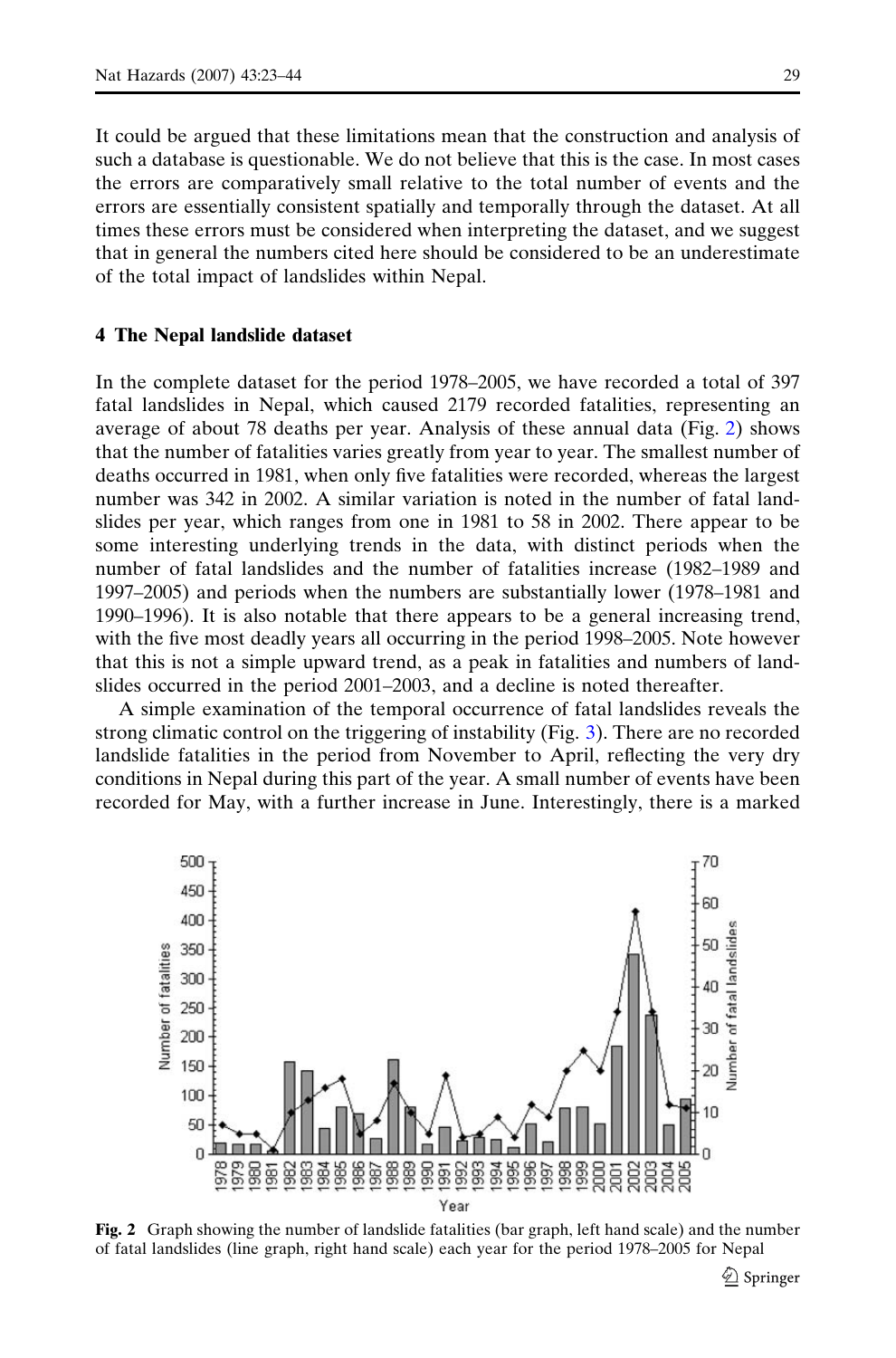It could be argued that these limitations mean that the construction and analysis of such a database is questionable. We do not believe that this is the case. In most cases the errors are comparatively small relative to the total number of events and the errors are essentially consistent spatially and temporally through the dataset. At all times these errors must be considered when interpreting the dataset, and we suggest that in general the numbers cited here should be considered to be an underestimate of the total impact of landslides within Nepal.

## 4 The Nepal landslide dataset

In the complete dataset for the period 1978–2005, we have recorded a total of 397 fatal landslides in Nepal, which caused 2179 recorded fatalities, representing an average of about 78 deaths per year. Analysis of these annual data (Fig. 2) shows that the number of fatalities varies greatly from year to year. The smallest number of deaths occurred in 1981, when only five fatalities were recorded, whereas the largest number was 342 in 2002. A similar variation is noted in the number of fatal landslides per year, which ranges from one in 1981 to 58 in 2002. There appear to be some interesting underlying trends in the data, with distinct periods when the number of fatal landslides and the number of fatalities increase (1982–1989 and 1997–2005) and periods when the numbers are substantially lower (1978–1981 and 1990–1996). It is also notable that there appears to be a general increasing trend, with the five most deadly years all occurring in the period 1998–2005. Note however that this is not a simple upward trend, as a peak in fatalities and numbers of landslides occurred in the period 2001–2003, and a decline is noted thereafter.

A simple examination of the temporal occurrence of fatal landslides reveals the strong climatic control on the triggering of instability (Fig. 3). There are no recorded landslide fatalities in the period from November to April, reflecting the very dry conditions in Nepal during this part of the year. A small number of events have been recorded for May, with a further increase in June. Interestingly, there is a marked

**Fig. 2** Graph showing the number of landslide fatalities (bar graph, left hand scale) and the number of fatal landslides (line graph, right hand scale) each year for the period 1978–2005 for Nepal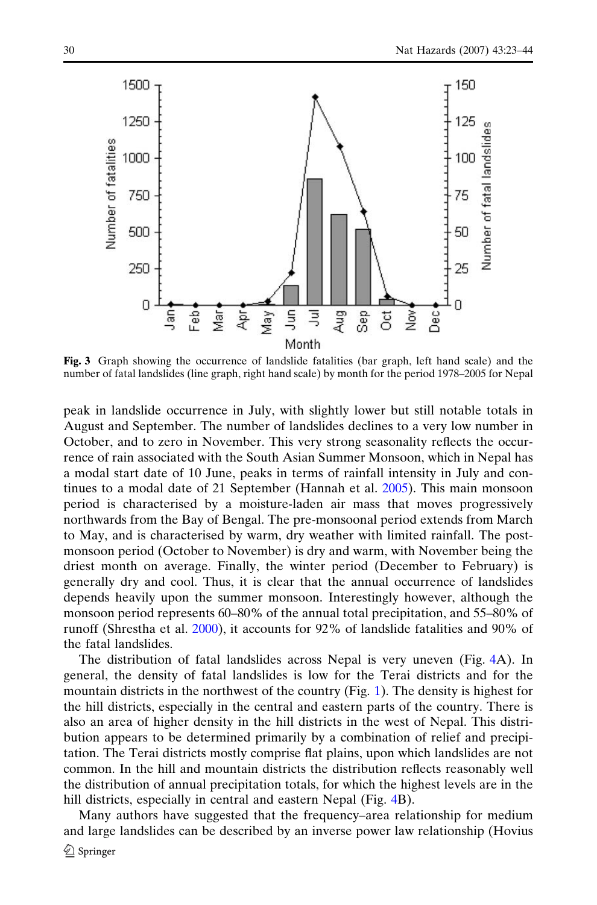**Fig. 3** Graph showing the occurrence of landslide fatalities (bar graph, left hand scale) and the number of fatal landslides (line graph, right hand scale) by month for the period 1978–2005 for Nepal

peak in landslide occurrence in July, with slightly lower but still notable totals in August and September. The number of landslides declines to a very low number in October, and to zero in November. This very strong seasonality reflects the occurrence of rain associated with the South Asian Summer Monsoon, which in Nepal has a modal start date of 10 June, peaks in terms of rainfall intensity in July and continues to a modal date of 21 September (Hannah et al. 2005). This main monsoon period is characterised by a moisture-laden air mass that moves progressively northwards from the Bay of Bengal. The pre-monsoonal period extends from March to May, and is characterised by warm, dry weather with limited rainfall. The post-monsoon period (October to November) is dry and warm, with November being the driest month on average. Finally, the winter period (December to February) is generally dry and cool. Thus, it is clear that the annual occurrence of landslides depends heavily upon the summer monsoon. Interestingly however, although the monsoon period represents 60–80% of the annual total precipitation, and 55–80% of runoff (Shrestha et al. 2000), it accounts for 92% of landslide fatalities and 90% of the fatal landslides.

The distribution of fatal landslides across Nepal is very uneven (Fig. 4A). In general, the density of fatal landslides is low for the Terai districts and for the mountain districts in the northwest of the country (Fig. 1). The density is highest for the hill districts, especially in the central and eastern parts of the country. There is also an area of higher density in the hill districts in the west of Nepal. This distribution appears to be determined primarily by a combination of relief and precipitation. The Terai districts mostly comprise flat plains, upon which landslides are not common. In the hill and mountain districts the distribution reflects reasonably well the distribution of annual precipitation totals, for which the highest levels are in the hill districts, especially in central and eastern Nepal (Fig. 4B).

Many authors have suggested that the frequency–area relationship for medium and large landslides can be described by an inverse power law relationship (Hovius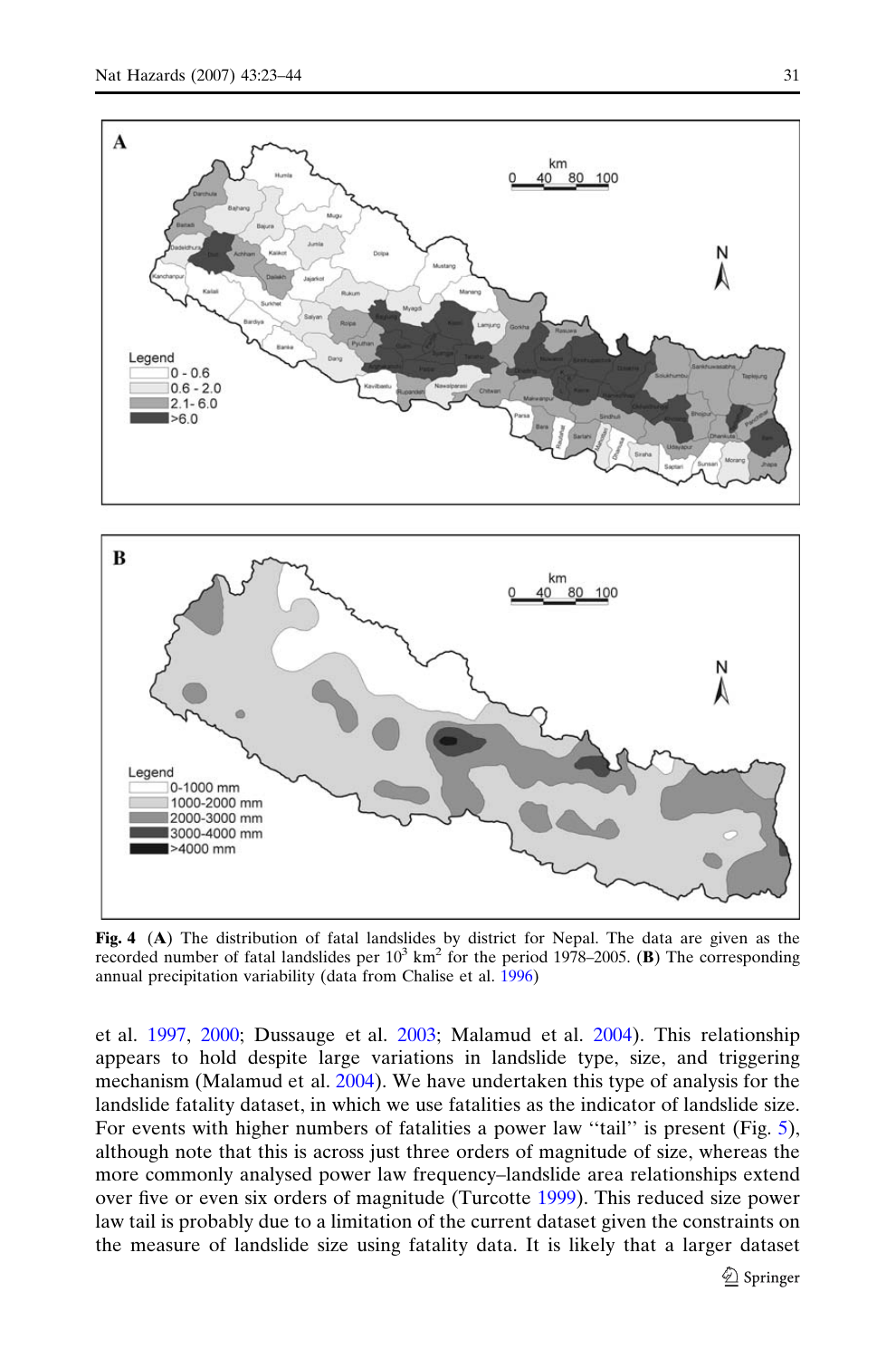**Fig. 4** (**A**) The distribution of fatal landslides by district for Nepal. The data are given as the recorded number of fatal landslides per $10^3$ $km^2$ for the period 1978–2005. (**B**) The corresponding annual precipitation variability (data from Chalise et al. 1996)

et al. 1997, 2000; Dussauge et al. 2003; Malamud et al. 2004). This relationship appears to hold despite large variations in landslide type, size, and triggering mechanism (Malamud et al. 2004). We have undertaken this type of analysis for the landslide fatality dataset, in which we use fatalities as the indicator of landslide size. For events with higher numbers of fatalities a power law "tail" is present (Fig. 5), although note that this is across just three orders of magnitude of size, whereas the more commonly analysed power law frequency–landslide area relationships extend over five or even six orders of magnitude (Turcotte 1999). This reduced size power law tail is probably due to a limitation of the current dataset given the constraints on the measure of landslide size using fatality data. It is likely that a larger dataset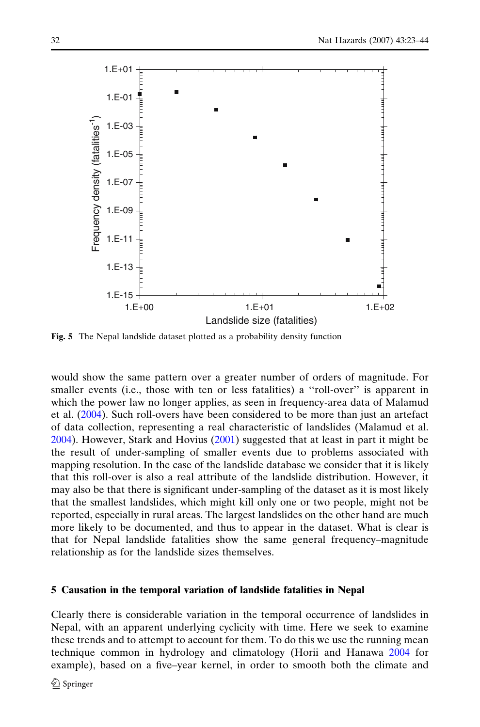**Fig. 5** The Nepal landslide dataset plotted as a probability density function

would show the same pattern over a greater number of orders of magnitude. For smaller events (i.e., those with ten or less fatalities) a ''roll-over'' is apparent in which the power law no longer applies, as seen in frequency-area data of Malamud et al. (2004). Such roll-overs have been considered to be more than just an artefact of data collection, representing a real characteristic of landslides (Malamud et al. 2004). However, Stark and Hovius (2001) suggested that at least in part it might be the result of under-sampling of smaller events due to problems associated with mapping resolution. In the case of the landslide database we consider that it is likely that this roll-over is also a real attribute of the landslide distribution. However, it may also be that there is significant under-sampling of the dataset as it is most likely that the smallest landslides, which might kill only one or two people, might not be reported, especially in rural areas. The largest landslides on the other hand are much more likely to be documented, and thus to appear in the dataset. What is clear is that for Nepal landslide fatalities show the same general frequency–magnitude relationship as for the landslide sizes themselves.

## 5 Causation in the temporal variation of landslide fatalities in Nepal

Clearly there is considerable variation in the temporal occurrence of landslides in Nepal, with an apparent underlying cyclicity with time. Here we seek to examine these trends and to attempt to account for them. To do this we use the running mean technique common in hydrology and climatology (Horii and Hanawa 2004 for example), based on a five–year kernel, in order to smooth both the climate and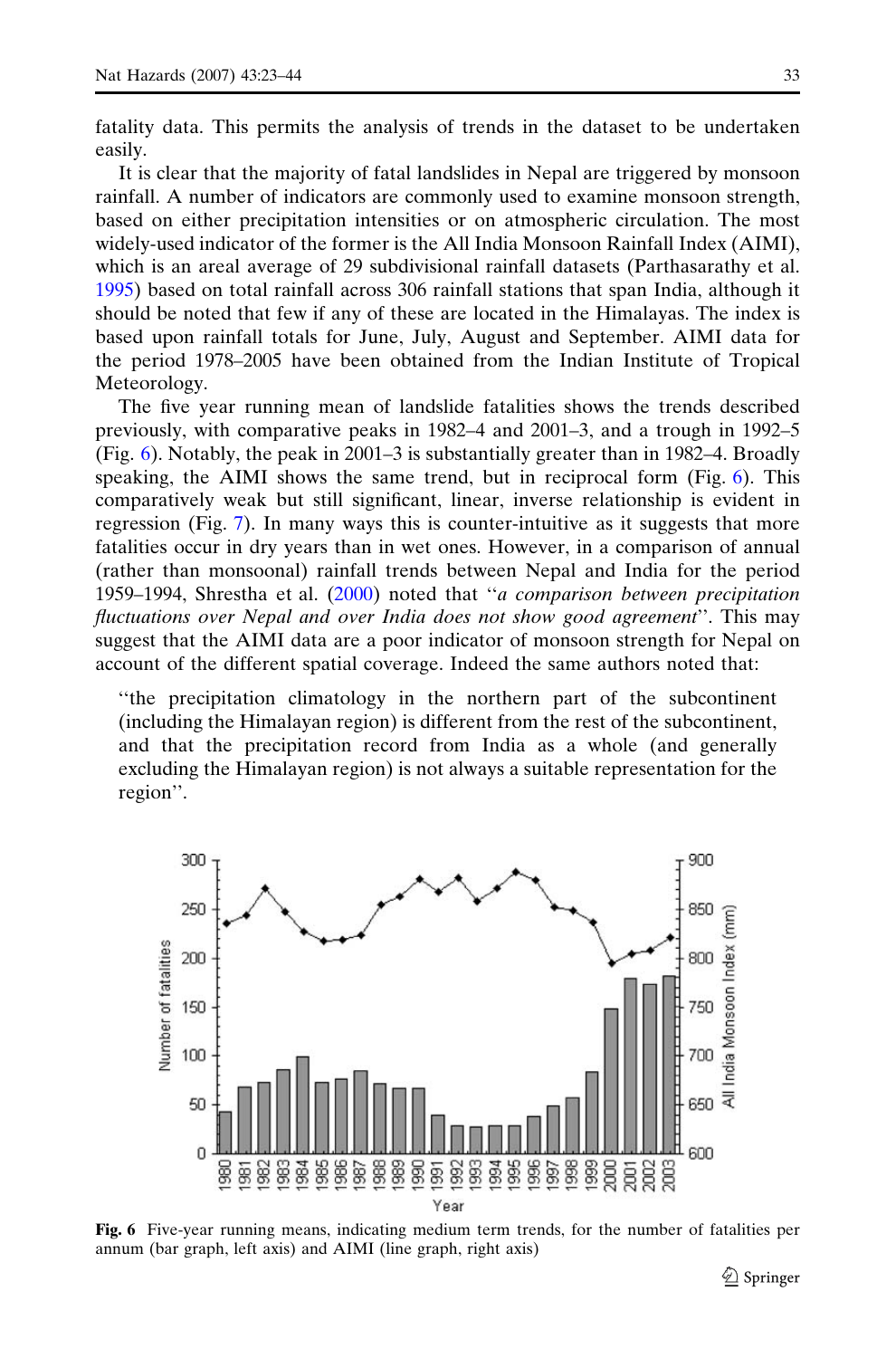fatality data. This permits the analysis of trends in the dataset to be undertaken easily.

It is clear that the majority of fatal landslides in Nepal are triggered by monsoon rainfall. A number of indicators are commonly used to examine monsoon strength, based on either precipitation intensities or on atmospheric circulation. The most widely-used indicator of the former is the All India Monsoon Rainfall Index (AIMI), which is an areal average of 29 subdivisional rainfall datasets (Parthasarathy et al. 1995) based on total rainfall across 306 rainfall stations that span India, although it should be noted that few if any of these are located in the Himalayas. The index is based upon rainfall totals for June, July, August and September. AIMI data for the period 1978–2005 have been obtained from the Indian Institute of Tropical Meteorology.

The five year running mean of landslide fatalities shows the trends described previously, with comparative peaks in 1982–4 and 2001–3, and a trough in 1992–5 (Fig. 6). Notably, the peak in 2001–3 is substantially greater than in 1982–4. Broadly speaking, the AIMI shows the same trend, but in reciprocal form (Fig. 6). This comparatively weak but still significant, linear, inverse relationship is evident in regression (Fig. 7). In many ways this is counter-intuitive as it suggests that more fatalities occur in dry years than in wet ones. However, in a comparison of annual (rather than monsoonal) rainfall trends between Nepal and India for the period 1959–1994, Shrestha et al. (2000) noted that "*a comparison between precipitation fluctuations over Nepal and over India does not show good agreement*". This may suggest that the AIMI data are a poor indicator of monsoon strength for Nepal on account of the different spatial coverage. Indeed the same authors noted that:

> "the precipitation climatology in the northern part of the subcontinent (including the Himalayan region) is different from the rest of the subcontinent, and that the precipitation record from India as a whole (and generally excluding the Himalayan region) is not always a suitable representation for the region".

**Fig. 6** Five-year running means, indicating medium term trends, for the number of fatalities per annum (bar graph, left axis) and AIMI (line graph, right axis)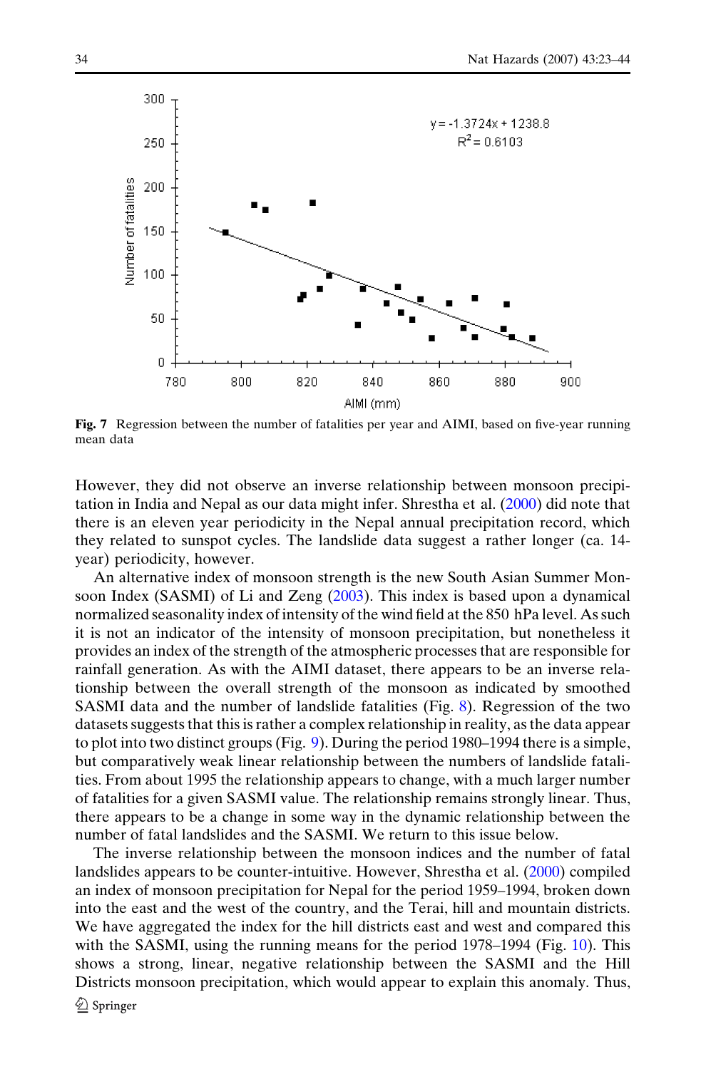**Fig. 7** Regression between the number of fatalities per year and AIMI, based on five-year running mean data

However, they did not observe an inverse relationship between monsoon precipitation in India and Nepal as our data might infer. Shrestha et al. (2000) did note that there is an eleven year periodicity in the Nepal annual precipitation record, which they related to sunspot cycles. The landslide data suggest a rather longer (ca. 14-year) periodicity, however.

An alternative index of monsoon strength is the new South Asian Summer Monsoon Index (SASMI) of Li and Zeng (2003). This index is based upon a dynamical normalized seasonality index of intensity of the wind field at the 850 hPa level. As such it is not an indicator of the intensity of monsoon precipitation, but nonetheless it provides an index of the strength of the atmospheric processes that are responsible for rainfall generation. As with the AIMI dataset, there appears to be an inverse relationship between the overall strength of the monsoon as indicated by smoothed SASMI data and the number of landslide fatalities (Fig. 8). Regression of the two datasets suggests that this is rather a complex relationship in reality, as the data appear to plot into two distinct groups (Fig. 9). During the period 1980–1994 there is a simple, but comparatively weak linear relationship between the numbers of landslide fatalities. From about 1995 the relationship appears to change, with a much larger number of fatalities for a given SASMI value. The relationship remains strongly linear. Thus, there appears to be a change in some way in the dynamic relationship between the number of fatal landslides and the SASMI. We return to this issue below.

The inverse relationship between the monsoon indices and the number of fatal landslides appears to be counter-intuitive. However, Shrestha et al. (2000) compiled an index of monsoon precipitation for Nepal for the period 1959–1994, broken down into the east and the west of the country, and the Terai, hill and mountain districts. We have aggregated the index for the hill districts east and west and compared this with the SASMI, using the running means for the period 1978–1994 (Fig. 10). This shows a strong, linear, negative relationship between the SASMI and the Hill Districts monsoon precipitation, which would appear to explain this anomaly. Thus,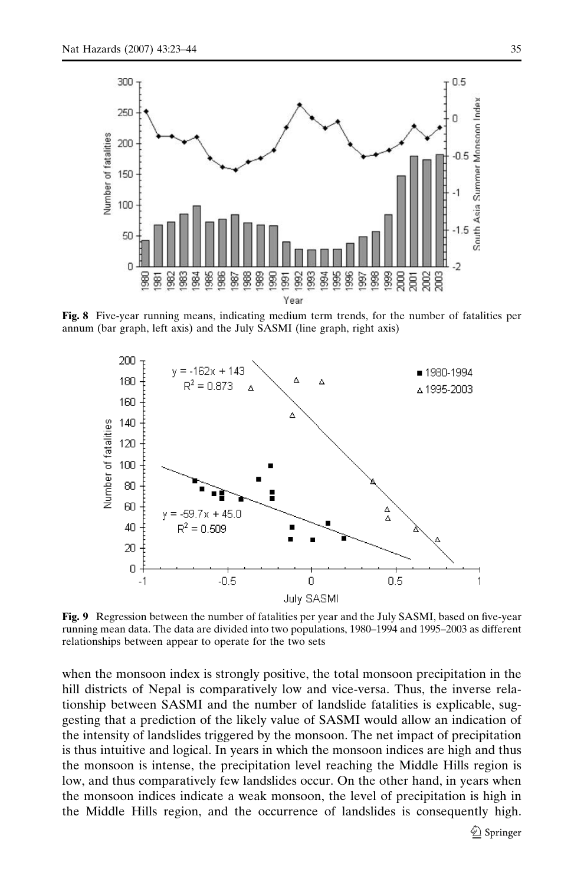**Fig. 8** Five-year running means, indicating medium term trends, for the number of fatalities per annum (bar graph, left axis) and the July SASMI (line graph, right axis)

**Fig. 9** Regression between the number of fatalities per year and the July SASMI, based on five-year running mean data. The data are divided into two populations, 1980–1994 and 1995–2003 as different relationships between appear to operate for the two sets

when the monsoon index is strongly positive, the total monsoon precipitation in the hill districts of Nepal is comparatively low and vice-versa. Thus, the inverse relationship between SASMI and the number of landslide fatalities is explicable, suggesting that a prediction of the likely value of SASMI would allow an indication of the intensity of landslides triggered by the monsoon. The net impact of precipitation is thus intuitive and logical. In years in which the monsoon indices are high and thus the monsoon is intense, the precipitation level reaching the Middle Hills region is low, and thus comparatively few landslides occur. On the other hand, in years when the monsoon indices indicate a weak monsoon, the level of precipitation is high in the Middle Hills region, and the occurrence of landslides is consequently high.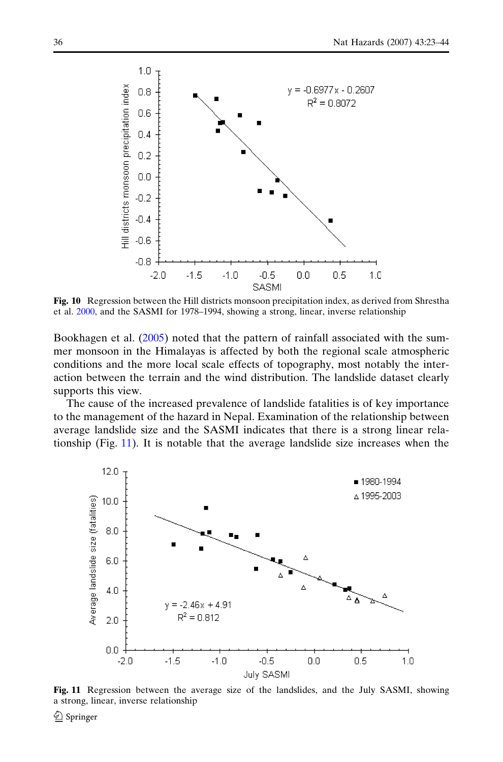Fig. 10 Regression between the Hill districts monsoon precipitation index, as derived from Shrestha et al. 2000, and the SASMI for 1978–1994, showing a strong, linear, inverse relationship

Bookhagen et al. (2005) noted that the pattern of rainfall associated with the summer monsoon in the Himalayas is affected by both the regional scale atmospheric conditions and the more local scale effects of topography, most notably the interaction between the terrain and the wind distribution. The landslide dataset clearly supports this view.

The cause of the increased prevalence of landslide fatalities is of key importance to the management of the hazard in Nepal. Examination of the relationship between average landslide size and the SASMI indicates that there is a strong linear relationship (Fig. 11). It is notable that the average landslide size increases when the

Fig. 11 Regression between the average size of the landslides, and the July SASMI, showing a strong, linear, inverse relationship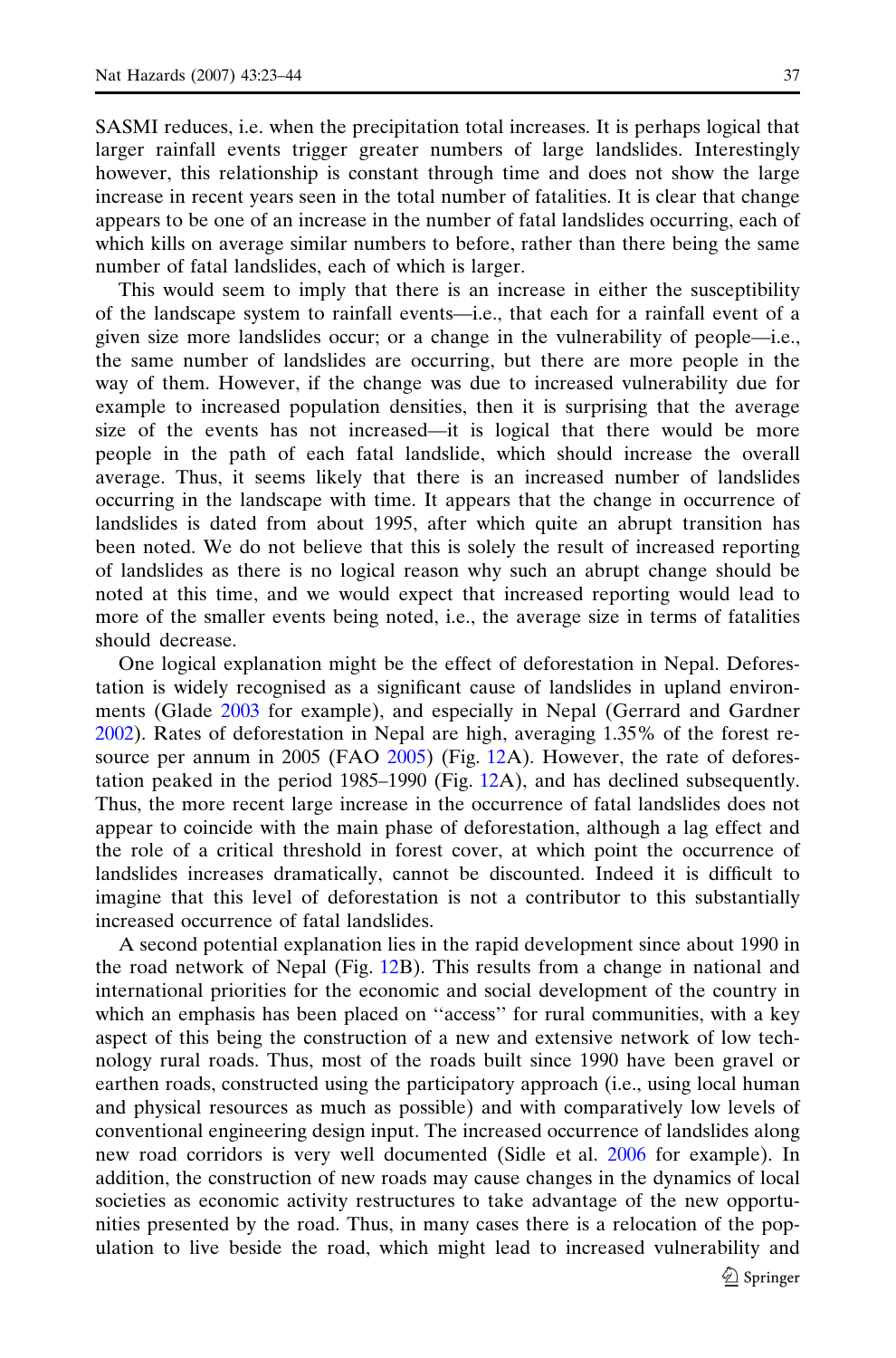SASMI reduces, i.e. when the precipitation total increases. It is perhaps logical that larger rainfall events trigger greater numbers of large landslides. Interestingly however, this relationship is constant through time and does not show the large increase in recent years seen in the total number of fatalities. It is clear that change appears to be one of an increase in the number of fatal landslides occurring, each of which kills on average similar numbers to before, rather than there being the same number of fatal landslides, each of which is larger.

This would seem to imply that there is an increase in either the susceptibility of the landscape system to rainfall events—i.e., that each for a rainfall event of a given size more landslides occur; or a change in the vulnerability of people—i.e., the same number of landslides are occurring, but there are more people in the way of them. However, if the change was due to increased vulnerability due for example to increased population densities, then it is surprising that the average size of the events has not increased—it is logical that there would be more people in the path of each fatal landslide, which should increase the overall average. Thus, it seems likely that there is an increased number of landslides occurring in the landscape with time. It appears that the change in occurrence of landslides is dated from about 1995, after which quite an abrupt transition has been noted. We do not believe that this is solely the result of increased reporting of landslides as there is no logical reason why such an abrupt change should be noted at this time, and we would expect that increased reporting would lead to more of the smaller events being noted, i.e., the average size in terms of fatalities should decrease.

One logical explanation might be the effect of deforestation in Nepal. Deforestation is widely recognised as a significant cause of landslides in upland environments (Glade 2003 for example), and especially in Nepal (Gerrard and Gardner 2002). Rates of deforestation in Nepal are high, averaging 1.35% of the forest resource per annum in 2005 (FAO 2005) (Fig. 12A). However, the rate of deforestation peaked in the period 1985–1990 (Fig. 12A), and has declined subsequently. Thus, the more recent large increase in the occurrence of fatal landslides does not appear to coincide with the main phase of deforestation, although a lag effect and the role of a critical threshold in forest cover, at which point the occurrence of landslides increases dramatically, cannot be discounted. Indeed it is difficult to imagine that this level of deforestation is not a contributor to this substantially increased occurrence of fatal landslides.

A second potential explanation lies in the rapid development since about 1990 in the road network of Nepal (Fig. 12B). This results from a change in national and international priorities for the economic and social development of the country in which an emphasis has been placed on ''access'' for rural communities, with a key aspect of this being the construction of a new and extensive network of low technology rural roads. Thus, most of the roads built since 1990 have been gravel or earthen roads, constructed using the participatory approach (i.e., using local human and physical resources as much as possible) and with comparatively low levels of conventional engineering design input. The increased occurrence of landslides along new road corridors is very well documented (Sidle et al. 2006 for example). In addition, the construction of new roads may cause changes in the dynamics of local societies as economic activity restructures to take advantage of the new opportunities presented by the road. Thus, in many cases there is a relocation of the population to live beside the road, which might lead to increased vulnerability and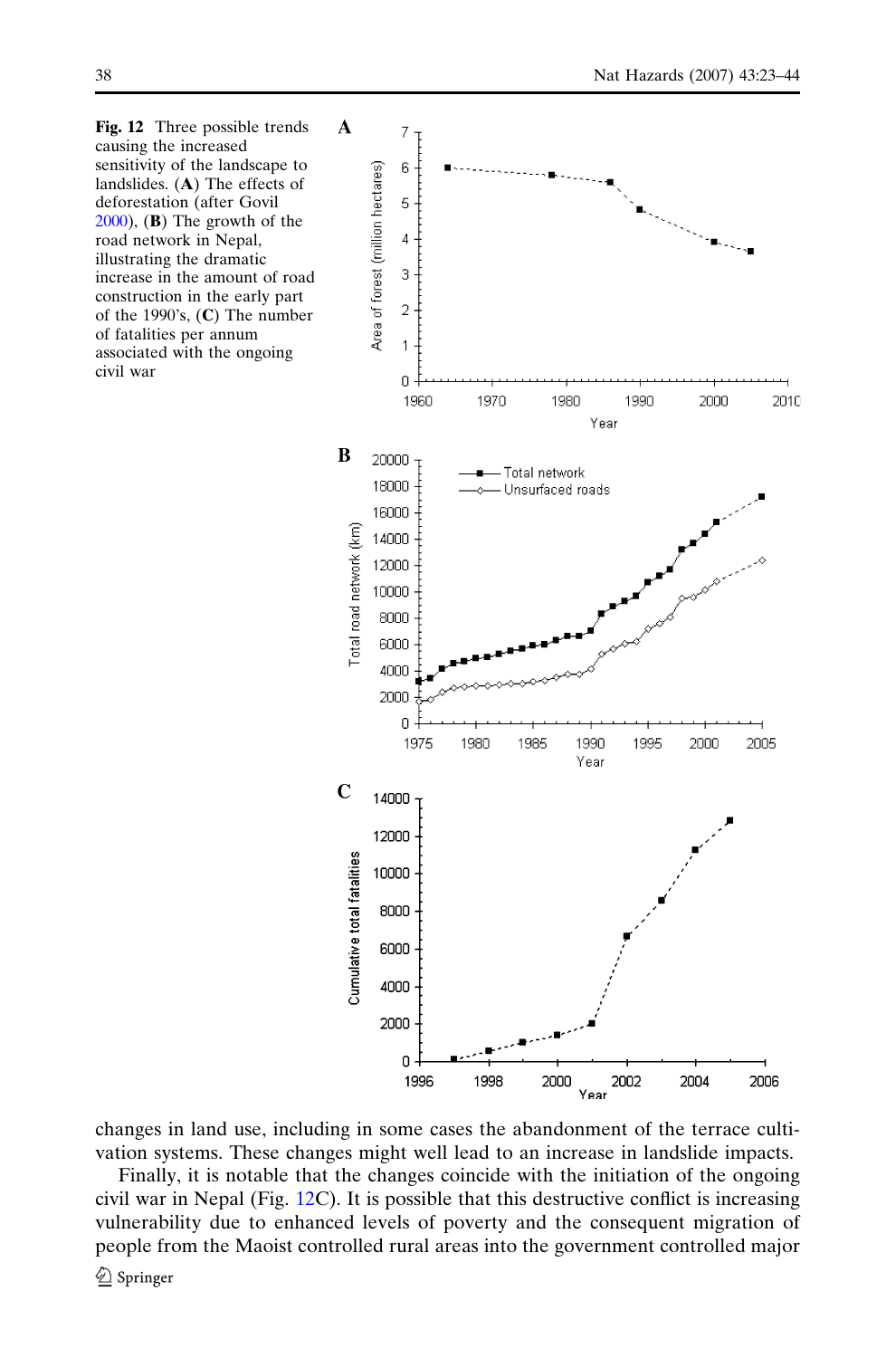**Fig. 12** Three possible trends causing the increased sensitivity of the landscape to landslides. (**A**) The effects of deforestation (after Govil 2000), (**B**) The growth of the road network in Nepal, illustrating the dramatic increase in the amount of road construction in the early part of the 1990's, (**C**) The number of fatalities per annum associated with the ongoing civil war

changes in land use, including in some cases the abandonment of the terrace cultivation systems. These changes might well lead to an increase in landslide impacts.

Finally, it is notable that the changes coincide with the initiation of the ongoing civil war in Nepal (Fig. 12C). It is possible that this destructive conflict is increasing vulnerability due to enhanced levels of poverty and the consequent migration of people from the Maoist controlled rural areas into the government controlled major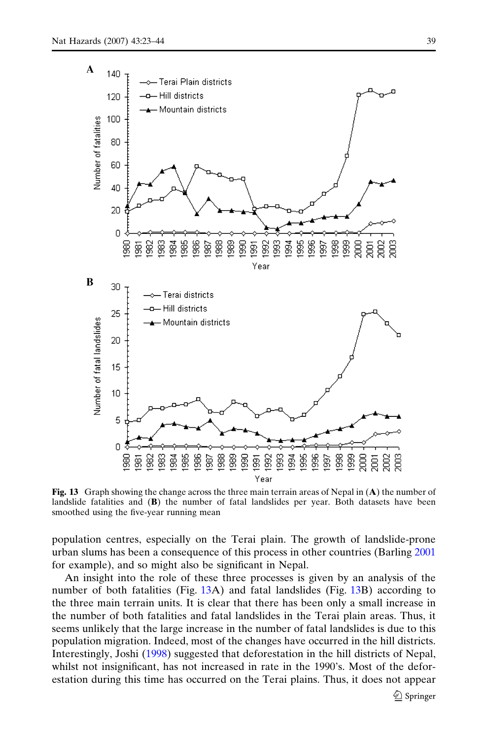**Fig. 13** Graph showing the change across the three main terrain areas of Nepal in (**A**) the number of landslide fatalities and (**B**) the number of fatal landslides per year. Both datasets have been smoothed using the five-year running mean

population centres, especially on the Terai plain. The growth of landslide-prone urban slums has been a consequence of this process in other countries (Barling 2001 for example), and so might also be significant in Nepal.

An insight into the role of these three processes is given by an analysis of the number of both fatalities (Fig. 13A) and fatal landslides (Fig. 13B) according to the three main terrain units. It is clear that there has been only a small increase in the number of both fatalities and fatal landslides in the Terai plain areas. Thus, it seems unlikely that the large increase in the number of fatal landslides is due to this population migration. Indeed, most of the changes have occurred in the hill districts. Interestingly, Joshi (1998) suggested that deforestation in the hill districts of Nepal, whilst not insignificant, has not increased in rate in the 1990's. Most of the deforestation during this time has occurred on the Terai plains. Thus, it does not appear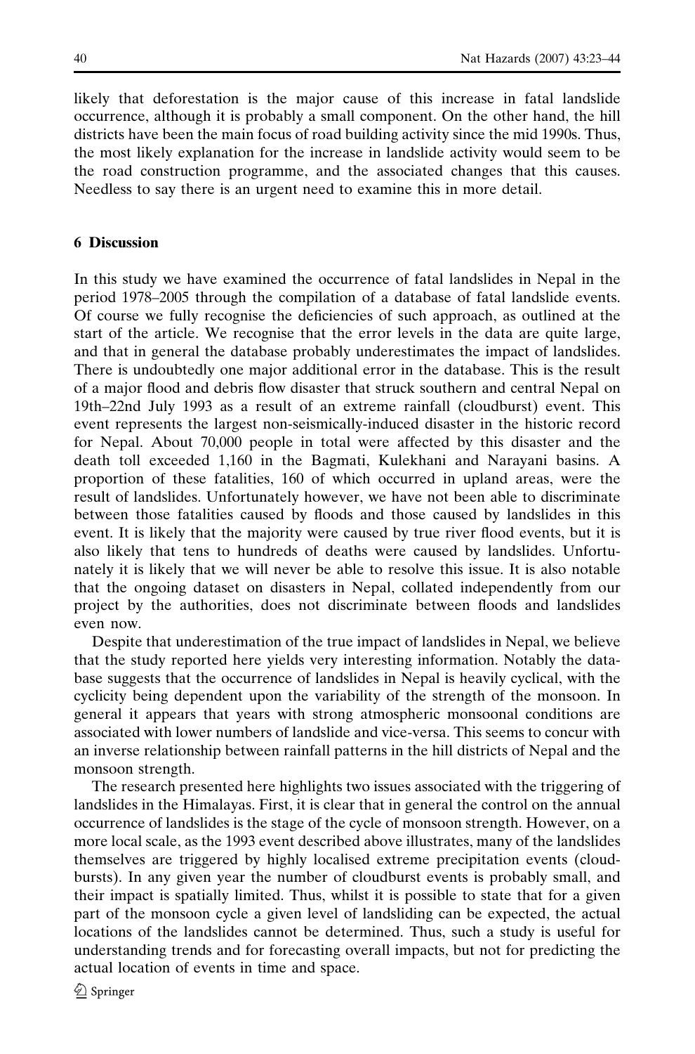likely that deforestation is the major cause of this increase in fatal landslide occurrence, although it is probably a small component. On the other hand, the hill districts have been the main focus of road building activity since the mid 1990s. Thus, the most likely explanation for the increase in landslide activity would seem to be the road construction programme, and the associated changes that this causes. Needless to say there is an urgent need to examine this in more detail.

## 6 Discussion

In this study we have examined the occurrence of fatal landslides in Nepal in the period 1978–2005 through the compilation of a database of fatal landslide events. Of course we fully recognise the deficiencies of such approach, as outlined at the start of the article. We recognise that the error levels in the data are quite large, and that in general the database probably underestimates the impact of landslides. There is undoubtedly one major additional error in the database. This is the result of a major flood and debris flow disaster that struck southern and central Nepal on 19th–22nd July 1993 as a result of an extreme rainfall (cloudburst) event. This event represents the largest non-seismically-induced disaster in the historic record for Nepal. About 70,000 people in total were affected by this disaster and the death toll exceeded 1,160 in the Bagmati, Kulekhani and Narayani basins. A proportion of these fatalities, 160 of which occurred in upland areas, were the result of landslides. Unfortunately however, we have not been able to discriminate between those fatalities caused by floods and those caused by landslides in this event. It is likely that the majority were caused by true river flood events, but it is also likely that tens to hundreds of deaths were caused by landslides. Unfortunately it is likely that we will never be able to resolve this issue. It is also notable that the ongoing dataset on disasters in Nepal, collated independently from our project by the authorities, does not discriminate between floods and landslides even now.

Despite that underestimation of the true impact of landslides in Nepal, we believe that the study reported here yields very interesting information. Notably the database suggests that the occurrence of landslides in Nepal is heavily cyclical, with the cyclicity being dependent upon the variability of the strength of the monsoon. In general it appears that years with strong atmospheric monsoonal conditions are associated with lower numbers of landslide and vice-versa. This seems to concur with an inverse relationship between rainfall patterns in the hill districts of Nepal and the monsoon strength.

The research presented here highlights two issues associated with the triggering of landslides in the Himalayas. First, it is clear that in general the control on the annual occurrence of landslides is the stage of the cycle of monsoon strength. However, on a more local scale, as the 1993 event described above illustrates, many of the landslides themselves are triggered by highly localised extreme precipitation events (cloudbursts). In any given year the number of cloudburst events is probably small, and their impact is spatially limited. Thus, whilst it is possible to state that for a given part of the monsoon cycle a given level of landsliding can be expected, the actual locations of the landslides cannot be determined. Thus, such a study is useful for understanding trends and for forecasting overall impacts, but not for predicting the actual location of events in time and space.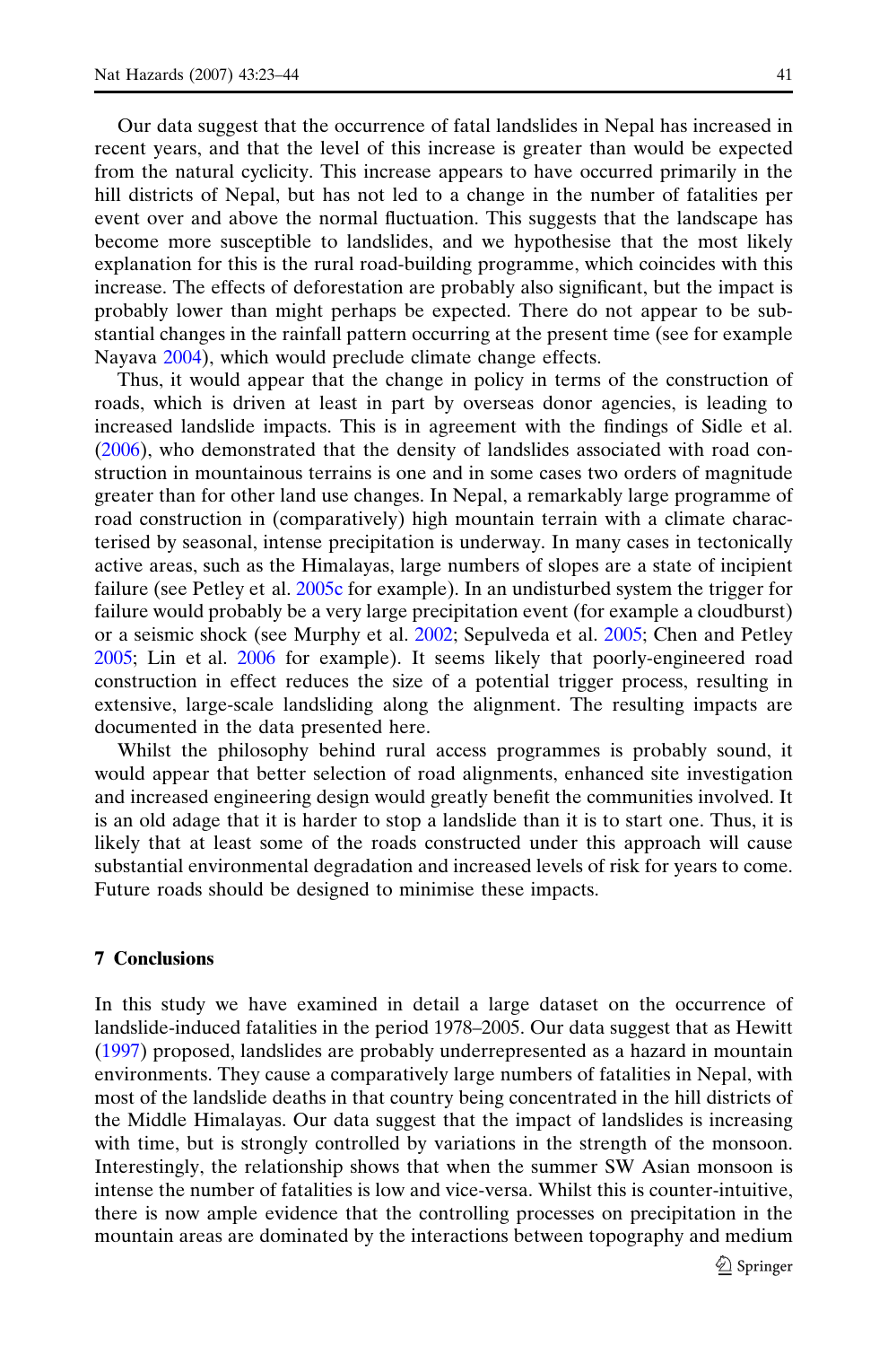Our data suggest that the occurrence of fatal landslides in Nepal has increased in recent years, and that the level of this increase is greater than would be expected from the natural cyclicity. This increase appears to have occurred primarily in the hill districts of Nepal, but has not led to a change in the number of fatalities per event over and above the normal fluctuation. This suggests that the landscape has become more susceptible to landslides, and we hypothesise that the most likely explanation for this is the rural road-building programme, which coincides with this increase. The effects of deforestation are probably also significant, but the impact is probably lower than might perhaps be expected. There do not appear to be substantial changes in the rainfall pattern occurring at the present time (see for example Nayava 2004), which would preclude climate change effects.

Thus, it would appear that the change in policy in terms of the construction of roads, which is driven at least in part by overseas donor agencies, is leading to increased landslide impacts. This is in agreement with the findings of Sidle et al. (2006), who demonstrated that the density of landslides associated with road construction in mountainous terrains is one and in some cases two orders of magnitude greater than for other land use changes. In Nepal, a remarkably large programme of road construction in (comparatively) high mountain terrain with a climate characterised by seasonal, intense precipitation is underway. In many cases in tectonically active areas, such as the Himalayas, large numbers of slopes are a state of incipient failure (see Petley et al. 2005c for example). In an undisturbed system the trigger for failure would probably be a very large precipitation event (for example a cloudburst) or a seismic shock (see Murphy et al. 2002; Sepulveda et al. 2005; Chen and Petley 2005; Lin et al. 2006 for example). It seems likely that poorly-engineered road construction in effect reduces the size of a potential trigger process, resulting in extensive, large-scale landsliding along the alignment. The resulting impacts are documented in the data presented here.

Whilst the philosophy behind rural access programmes is probably sound, it would appear that better selection of road alignments, enhanced site investigation and increased engineering design would greatly benefit the communities involved. It is an old adage that it is harder to stop a landslide than it is to start one. Thus, it is likely that at least some of the roads constructed under this approach will cause substantial environmental degradation and increased levels of risk for years to come. Future roads should be designed to minimise these impacts.

## 7 Conclusions

In this study we have examined in detail a large dataset on the occurrence of landslide-induced fatalities in the period 1978–2005. Our data suggest that as Hewitt (1997) proposed, landslides are probably underrepresented as a hazard in mountain environments. They cause a comparatively large numbers of fatalities in Nepal, with most of the landslide deaths in that country being concentrated in the hill districts of the Middle Himalayas. Our data suggest that the impact of landslides is increasing with time, but is strongly controlled by variations in the strength of the monsoon. Interestingly, the relationship shows that when the summer SW Asian monsoon is intense the number of fatalities is low and vice-versa. Whilst this is counter-intuitive, there is now ample evidence that the controlling processes on precipitation in the mountain areas are dominated by the interactions between topography and medium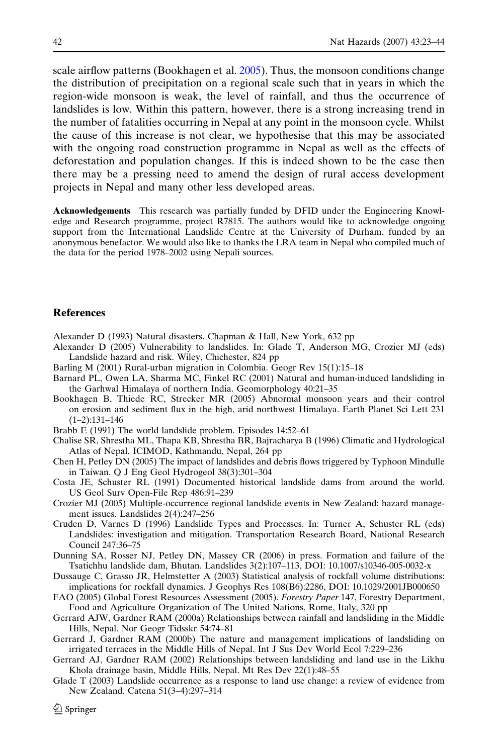scale airflow patterns (Bookhagen et al. 2005). Thus, the monsoon conditions change the distribution of precipitation on a regional scale such that in years in which the region-wide monsoon is weak, the level of rainfall, and thus the occurrence of landslides is low. Within this pattern, however, there is a strong increasing trend in the number of fatalities occurring in Nepal at any point in the monsoon cycle. Whilst the cause of this increase is not clear, we hypothesise that this may be associated with the ongoing road construction programme in Nepal as well as the effects of deforestation and population changes. If this is indeed shown to be the case then there may be a pressing need to amend the design of rural access development projects in Nepal and many other less developed areas.

**Acknowledgements** This research was partially funded by DFID under the Engineering Knowledge and Research programme, project R7815. The authors would like to acknowledge ongoing support from the International Landslide Centre at the University of Durham, funded by an anonymous benefactor. We would also like to thanks the LRA team in Nepal who compiled much of the data for the period 1978–2002 using Nepali sources.

## References

Alexander D (1993) Natural disasters. Chapman & Hall, New York, 632 pp

Alexander D (2005) Vulnerability to landslides. In: Glade T, Anderson MG, Crozier MJ (eds) Landslide hazard and risk. Wiley, Chichester, 824 pp

Barling M (2001) Rural-urban migration in Colombia. Geogr Rev 15(1):15–18

Barnard PL, Owen LA, Sharma MC, Finkel RC (2001) Natural and human-induced landsliding in the Garhwal Himalaya of northern India. Geomorphology 40:21–35

Bookhagen B, Thiede RC, Strecker MR (2005) Abnormal monsoon years and their control on erosion and sediment flux in the high, arid northwest Himalaya. Earth Planet Sci Lett 231 (1–2):131–146

Brabb E (1991) The world landslide problem. Episodes 14:52–61

Chalise SR, Shrestha ML, Thapa KB, Shrestha BR, Bajracharya B (1996) Climatic and Hydrological Atlas of Nepal. ICIMOD, Kathmandu, Nepal, 264 pp

Chen H, Petley DN (2005) The impact of landslides and debris flows triggered by Typhoon Mindulle in Taiwan. Q J Eng Geol Hydrogeol 38(3):301–304

Costa JE, Schuster RL (1991) Documented historical landslide dams from around the world. US Geol Surv Open-File Rep 486:91–239

Crozier MJ (2005) Multiple-occurrence regional landslide events in New Zealand: hazard management issues. Landslides 2(4):247–256

Cruden D, Varnes D (1996) Landslide Types and Processes. In: Turner A, Schuster RL (eds) Landslides: investigation and mitigation. Transportation Research Board, National Research Council 247:36–75

Dunning SA, Rosser NJ, Petley DN, Massey CR (2006) in press. Formation and failure of the Tsatichhu landslide dam, Bhutan. Landslides 3(2):107–113, DOI: 10.1007/s10346-005-0032-x

Dussauge C, Grasso JR, Helmstetter A (2003) Statistical analysis of rockfall volume distributions: implications for rockfall dynamics. J Geophys Res 108(B6):2286, DOI: 10.1029/2001JB000650

FAO (2005) Global Forest Resources Assessment (2005). *Forestry Paper* 147, Forestry Department, Food and Agriculture Organization of The United Nations, Rome, Italy, 320 pp

Gerrard AJW, Gardner RAM (2000a) Relationships between rainfall and landsliding in the Middle Hills, Nepal. Nor Geogr Tidsskr 54:74–81

Gerrard J, Gardner RAM (2000b) The nature and management implications of landsliding on irrigated terraces in the Middle Hills of Nepal. Int J Sus Dev World Ecol 7:229–236

Gerrard AJ, Gardner RAM (2002) Relationships between landsliding and land use in the Likhu Khola drainage basin, Middle Hills, Nepal. Mt Res Dev 22(1):48–55

Glade T (2003) Landslide occurrence as a response to land use change: a review of evidence from New Zealand. Catena 51(3–4):297–314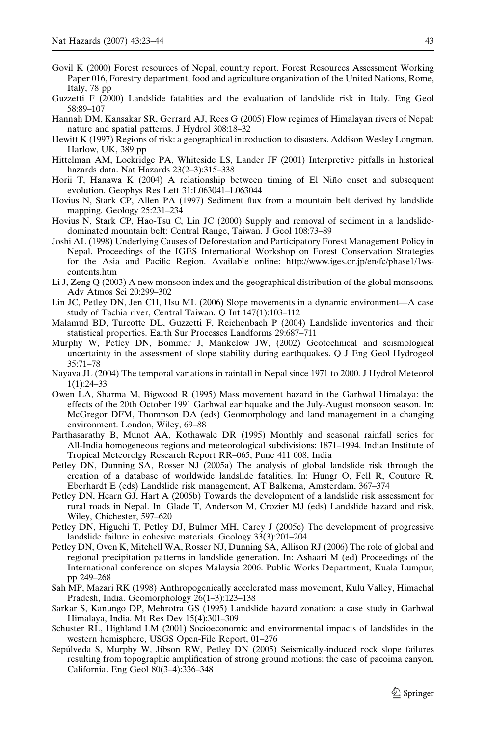Govil K (2000) Forest resources of Nepal, country report. Forest Resources Assessment Working Paper 016, Forestry department, food and agriculture organization of the United Nations, Rome, Italy, 78 pp

Guzzetti F (2000) Landslide fatalities and the evaluation of landslide risk in Italy. Eng Geol 58:89–107

Hannah DM, Kansakar SR, Gerrard AJ, Rees G (2005) Flow regimes of Himalayan rivers of Nepal: nature and spatial patterns. J Hydrol 308:18–32

Hewitt K (1997) Regions of risk: a geographical introduction to disasters. Addison Wesley Longman, Harlow, UK, 389 pp

Hittelman AM, Lockridge PA, Whiteside LS, Lander JF (2001) Interpretive pitfalls in historical hazards data. Nat Hazards 23(2–3):315–338

Horii T, Hanawa K (2004) A relationship between timing of El Niño onset and subsequent evolution. Geophys Res Lett 31:L063041–L063044

Hovius N, Stark CP, Allen PA (1997) Sediment flux from a mountain belt derived by landslide mapping. Geology 25:231–234

Hovius N, Stark CP, Hao-Tsu C, Lin JC (2000) Supply and removal of sediment in a landslide-dominated mountain belt: Central Range, Taiwan. J Geol 108:73–89

Joshi AL (1998) Underlying Causes of Deforestation and Participatory Forest Management Policy in Nepal. Proceedings of the IGES International Workshop on Forest Conservation Strategies for the Asia and Pacific Region. Available online: http://www.iges.or.jp/en/fc/phase1/1ws-contents.htm

Li J, Zeng Q (2003) A new monsoon index and the geographical distribution of the global monsoons. Adv Atmos Sci 20:299–302

Lin JC, Petley DN, Jen CH, Hsu ML (2006) Slope movements in a dynamic environment—A case study of Tachia river, Central Taiwan. Q Int 147(1):103–112

Malamud BD, Turcotte DL, Guzzetti F, Reichenbach P (2004) Landslide inventories and their statistical properties. Earth Sur Processes Landforms 29:687–711

Murphy W, Petley DN, Bommer J, Mankelow JW, (2002) Geotechnical and seismological uncertainty in the assessment of slope stability during earthquakes. Q J Eng Geol Hydrogeol 35:71–78

Nayava JL (2004) The temporal variations in rainfall in Nepal since 1971 to 2000. J Hydrol Meteorol 1(1):24–33

Owen LA, Sharma M, Bigwood R (1995) Mass movement hazard in the Garhwal Himalaya: the effects of the 20th October 1991 Garhwal earthquake and the July-August monsoon season. In: McGregor DFM, Thompson DA (eds) Geomorphology and land management in a changing environment. London, Wiley, 69–88

Parthasarathy B, Munot AA, Kothawale DR (1995) Monthly and seasonal rainfall series for All-India homogeneous regions and meteorological subdivisions: 1871–1994. Indian Institute of Tropical Meteorolgy Research Report RR–065, Pune 411 008, India

Petley DN, Dunning SA, Rosser NJ (2005a) The analysis of global landslide risk through the creation of a database of worldwide landslide fatalities. In: Hungr O, Fell R, Couture R, Eberhardt E (eds) Landslide risk management, AT Balkema, Amsterdam, 367–374

Petley DN, Hearn GJ, Hart A (2005b) Towards the development of a landslide risk assessment for rural roads in Nepal. In: Glade T, Anderson M, Crozier MJ (eds) Landslide hazard and risk, Wiley, Chichester, 597–620

Petley DN, Higuchi T, Petley DJ, Bulmer MH, Carey J (2005c) The development of progressive landslide failure in cohesive materials. Geology 33(3):201–204

Petley DN, Oven K, Mitchell WA, Rosser NJ, Dunning SA, Allison RJ (2006) The role of global and regional precipitation patterns in landslide generation. In: Ashaari M (ed) Proceedings of the International conference on slopes Malaysia 2006. Public Works Department, Kuala Lumpur, pp 249–268

Sah MP, Mazari RK (1998) Anthropogenically accelerated mass movement, Kulu Valley, Himachal Pradesh, India. Geomorphology 26(1–3):123–138

Sarkar S, Kanungo DP, Mehrotra GS (1995) Landslide hazard zonation: a case study in Garhwal Himalaya, India. Mt Res Dev 15(4):301–309

Schuster RL, Highland LM (2001) Socioeconomic and environmental impacts of landslides in the western hemisphere, USGS Open-File Report, 01–276

Sepúlveda S, Murphy W, Jibson RW, Petley DN (2005) Seismically-induced rock slope failures resulting from topographic amplification of strong ground motions: the case of pacoima canyon, California. Eng Geol 80(3–4):336–348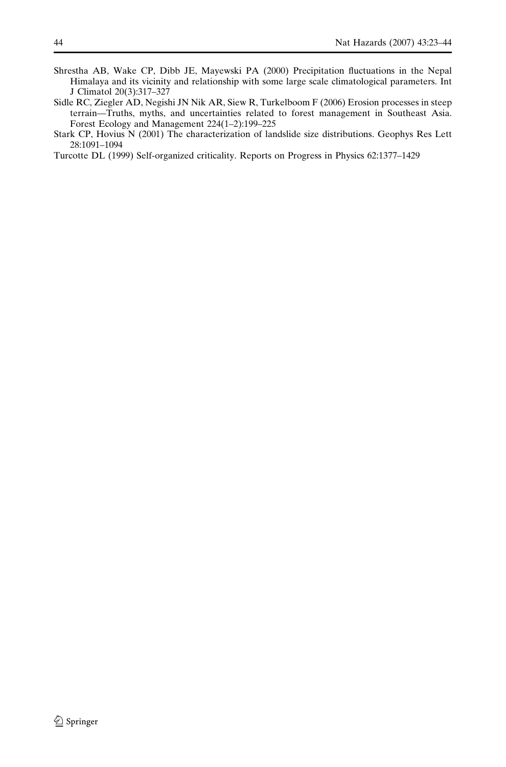Shrestha AB, Wake CP, Dibb JE, Mayewski PA (2000) Precipitation fluctuations in the Nepal Himalaya and its vicinity and relationship with some large scale climatological parameters. Int J Climatol 20(3):317–327

Sidle RC, Ziegler AD, Negishi JN Nik AR, Siew R, Turkelboom F (2006) Erosion processes in steep terrain—Truths, myths, and uncertainties related to forest management in Southeast Asia. Forest Ecology and Management 224(1–2):199–225

Stark CP, Hovius N (2001) The characterization of landslide size distributions. Geophys Res Lett 28:1091–1094

Turcotte DL (1999) Self-organized criticality. Reports on Progress in Physics 62:1377–1429